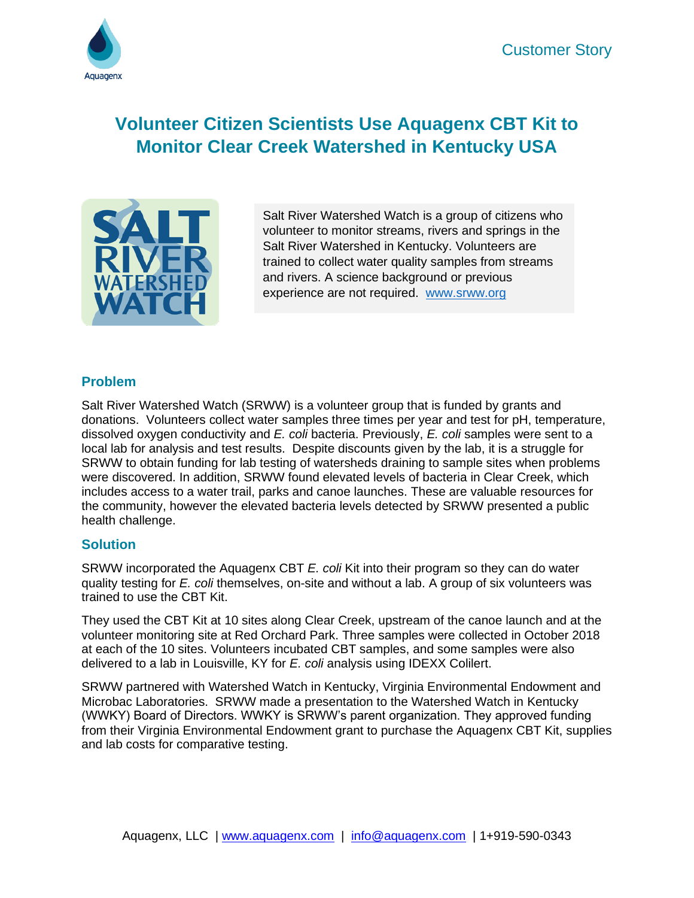Customer Story

# Volunteer Citizen Scientists Use Aquagenx CBT Kit to Monitor Clear Creek Watershed in Kentucky USA

Salt River Watershed Watch is a group of citizens who volunteer to monitor streams, rivers and springs in the Salt River Watershed in Kentucky. Volunteers are trained to collect water quality samples from streams and rivers. A science background or previous experience are not required. www.srww.org

## Problem

Salt River Watershed Watch (SRWW) is a volunteer group that is funded by grants and donations. Volunteers collect water samples three times per year and test for pH, temperature, dissolved oxygen conductivity and *E. coli* bacteria. Previously, *E. coli* samples were sent to a local lab for analysis and test results. Despite discounts given by the lab, it is a struggle for SRWW to obtain funding for lab testing of watersheds draining to sample sites when problems were discovered. In addition, SRWW found elevated levels of bacteria in Clear Creek, which includes access to a water trail, parks and canoe launches. These are valuable resources for the community, however the elevated bacteria levels detected by SRWW presented a public health challenge.

## Solution

SRWW incorporated the Aquagenx CBT *E. coli* Kit into their program so they can do water quality testing for *E. coli* themselves, on-site and without a lab. A group of six volunteers was trained to use the CBT Kit.

They used the CBT Kit at 10 sites along Clear Creek, upstream of the canoe launch and at the volunteer monitoring site at Red Orchard Park. Three samples were collected in October 2018 at each of the 10 sites. Volunteers incubated CBT samples, and some samples were also delivered to a lab in Louisville, KY for *E. coli* analysis using IDEXX Colilert.

SRWW partnered with Watershed Watch in Kentucky, Virginia Environmental Endowment and Microbac Laboratories. SRWW made a presentation to the Watershed Watch in Kentucky (WWKY) Board of Directors. WWKY is SRWW's parent organization. They approved funding from their Virginia Environmental Endowment grant to purchase the Aquagenx CBT Kit, supplies and lab costs for comparative testing.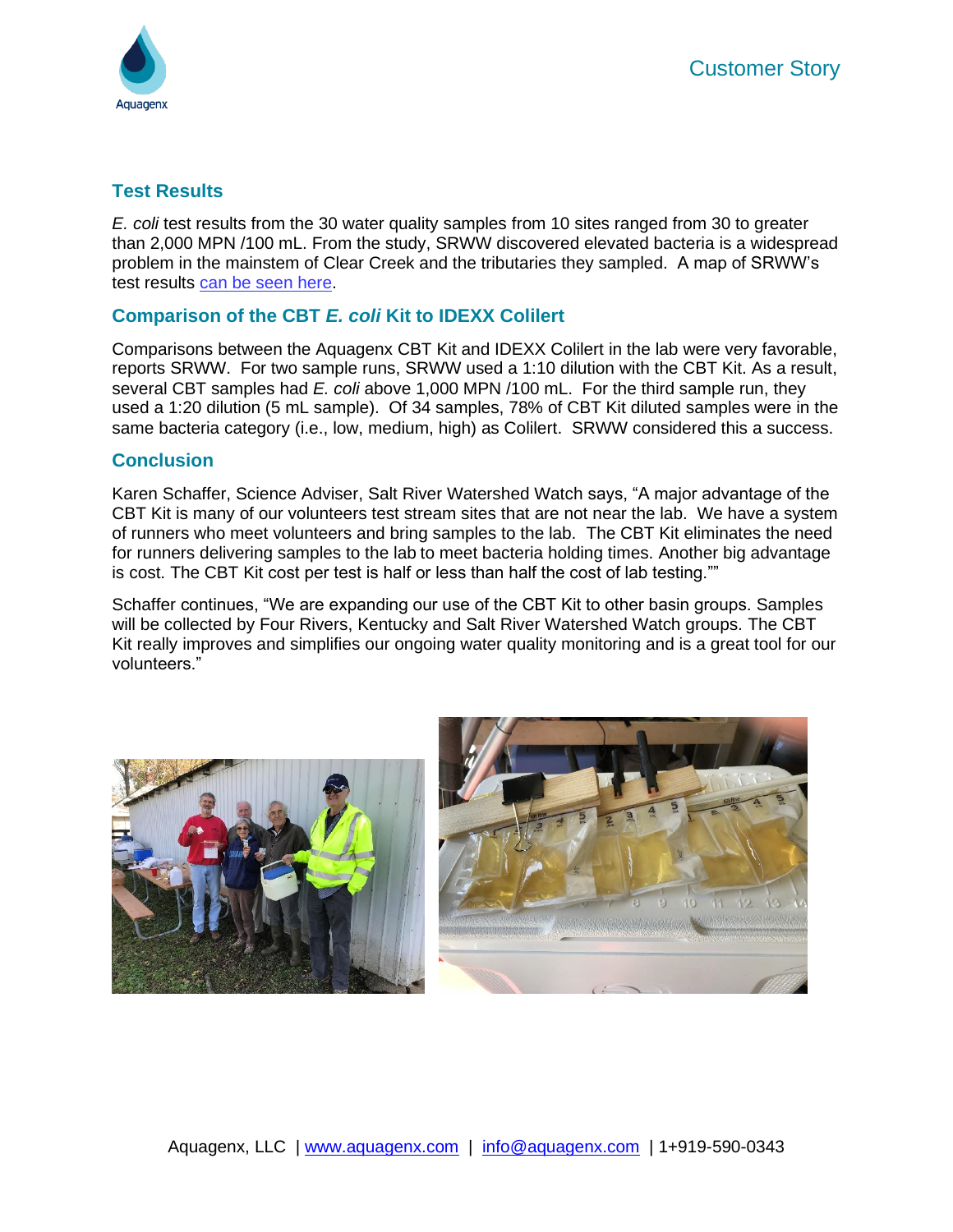## Test Results

*E. coli* test results from the 30 water quality samples from 10 sites ranged from 30 to greater than 2,000 MPN /100 mL. From the study, SRWW discovered elevated bacteria is a widespread problem in the mainstem of Clear Creek and the tributaries they sampled. A map of SRWW's test results can be seen here.

## Comparison of the CBT *E. coli* Kit to IDEXX Colilert

Comparisons between the Aquagenx CBT Kit and IDEXX Colilert in the lab were very favorable, reports SRWW. For two sample runs, SRWW used a 1:10 dilution with the CBT Kit. As a result, several CBT samples had *E. coli* above 1,000 MPN /100 mL. For the third sample run, they used a 1:20 dilution (5 mL sample). Of 34 samples, 78% of CBT Kit diluted samples were in the same bacteria category (i.e., low, medium, high) as Colilert. SRWW considered this a success.

## Conclusion

Karen Schaffer, Science Adviser, Salt River Watershed Watch says, "A major advantage of the CBT Kit is many of our volunteers test stream sites that are not near the lab. We have a system of runners who meet volunteers and bring samples to the lab. The CBT Kit eliminates the need for runners delivering samples to the lab to meet bacteria holding times. Another big advantage is cost. The CBT Kit cost per test is half or less than half the cost of lab testing.""

Schaffer continues, "We are expanding our use of the CBT Kit to other basin groups. Samples will be collected by Four Rivers, Kentucky and Salt River Watershed Watch groups. The CBT Kit really improves and simplifies our ongoing water quality monitoring and is a great tool for our volunteers."

Aquagenx, LLC | www.aquagenx.com | info@aquagenx.com | 1+919-590-0343